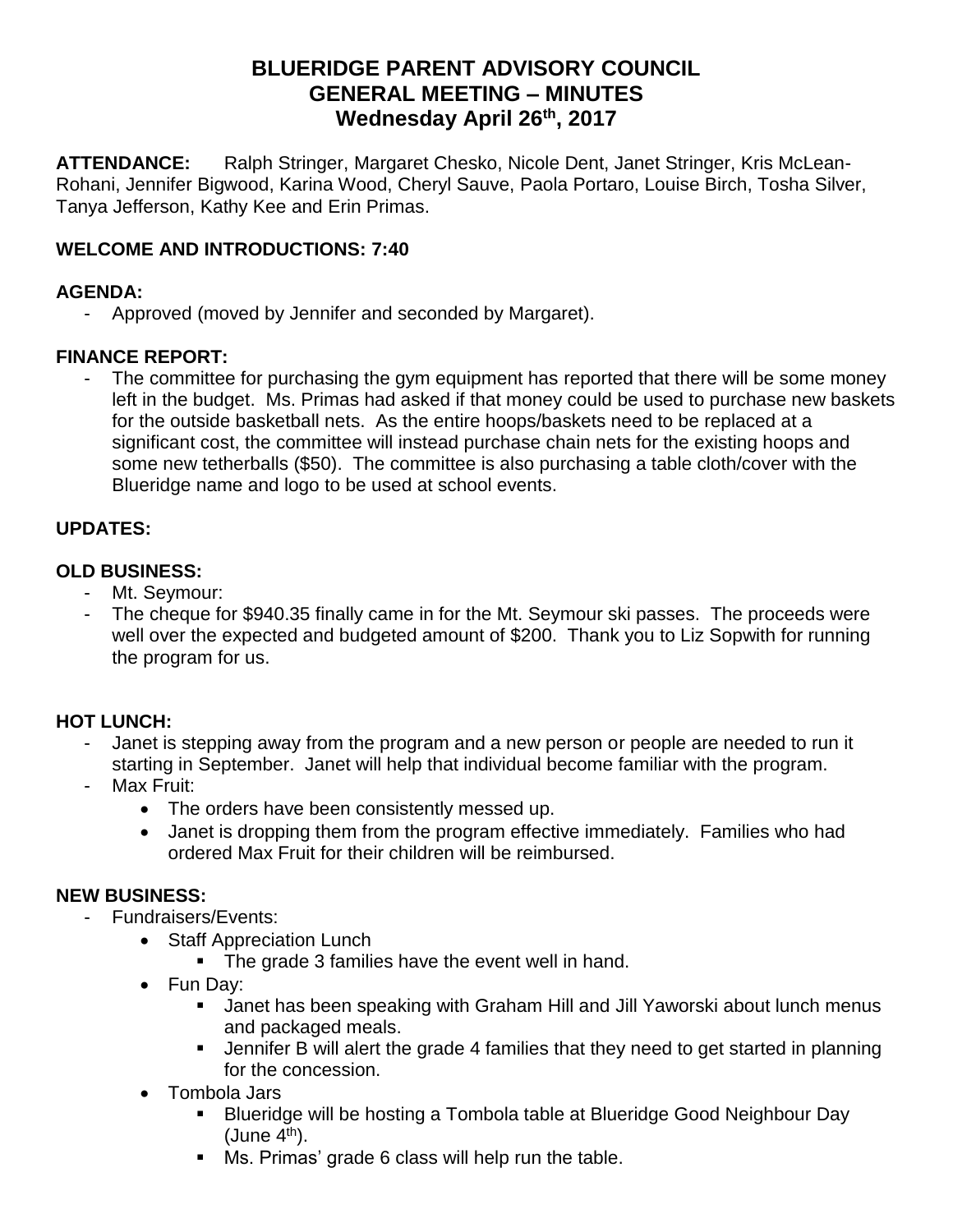# BLUERIDGE PARENT ADVISORY COUNCIL
# GENERAL MEETING – MINUTES
# Wednesday April 26th, 2017

**ATTENDANCE:** Ralph Stringer, Margaret Chesko, Nicole Dent, Janet Stringer, Kris McLean-Rohani, Jennifer Bigwood, Karina Wood, Cheryl Sauve, Paola Portaro, Louise Birch, Tosha Silver, Tanya Jefferson, Kathy Kee and Erin Primas.

**WELCOME AND INTRODUCTIONS: 7:40**

**AGENDA:**

- Approved (moved by Jennifer and seconded by Margaret).

**FINANCE REPORT:**

- The committee for purchasing the gym equipment has reported that there will be some money left in the budget. Ms. Primas had asked if that money could be used to purchase new baskets for the outside basketball nets. As the entire hoops/baskets need to be replaced at a significant cost, the committee will instead purchase chain nets for the existing hoops and some new tetherballs ($50). The committee is also purchasing a table cloth/cover with the Blueridge name and logo to be used at school events.

**UPDATES:**

**OLD BUSINESS:**

- Mt. Seymour:
- The cheque for $940.35 finally came in for the Mt. Seymour ski passes. The proceeds were well over the expected and budgeted amount of $200. Thank you to Liz Sopwith for running the program for us.

**HOT LUNCH:**

- Janet is stepping away from the program and a new person or people are needed to run it starting in September. Janet will help that individual become familiar with the program.
- Max Fruit:
  - The orders have been consistently messed up.
  - Janet is dropping them from the program effective immediately. Families who had ordered Max Fruit for their children will be reimbursed.

**NEW BUSINESS:**

- Fundraisers/Events:
  - Staff Appreciation Lunch
    - The grade 3 families have the event well in hand.
  - Fun Day:
    - Janet has been speaking with Graham Hill and Jill Yaworski about lunch menus and packaged meals.
    - Jennifer B will alert the grade 4 families that they need to get started in planning for the concession.
  - Tombola Jars
    - Blueridge will be hosting a Tombola table at Blueridge Good Neighbour Day (June 4th).
    - Ms. Primas' grade 6 class will help run the table.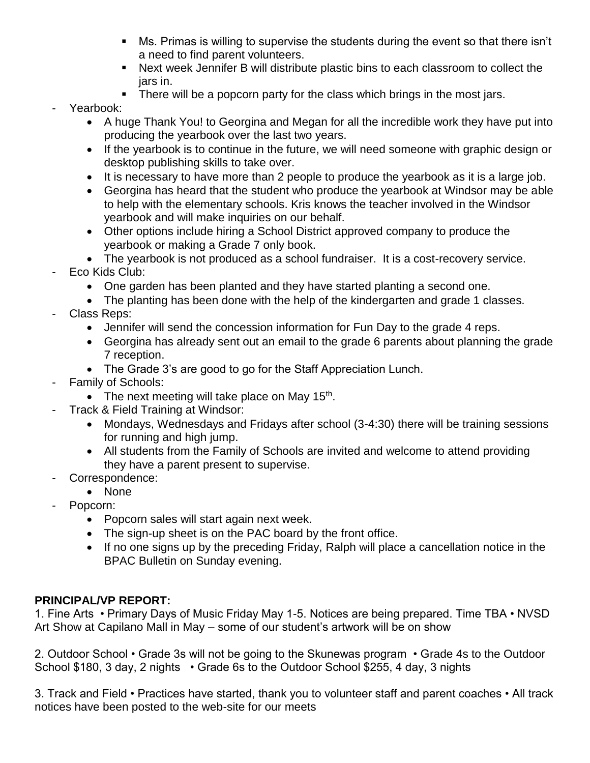- Ms. Primas is willing to supervise the students during the event so that there isn't a need to find parent volunteers.
        - Next week Jennifer B will distribute plastic bins to each classroom to collect the jars in.
        - There will be a popcorn party for the class which brings in the most jars.

- Yearbook:
    - A huge Thank You! to Georgina and Megan for all the incredible work they have put into producing the yearbook over the last two years.
    - If the yearbook is to continue in the future, we will need someone with graphic design or desktop publishing skills to take over.
    - It is necessary to have more than 2 people to produce the yearbook as it is a large job.
    - Georgina has heard that the student who produce the yearbook at Windsor may be able to help with the elementary schools. Kris knows the teacher involved in the Windsor yearbook and will make inquiries on our behalf.
    - Other options include hiring a School District approved company to produce the yearbook or making a Grade 7 only book.
    - The yearbook is not produced as a school fundraiser. It is a cost-recovery service.
- Eco Kids Club:
    - One garden has been planted and they have started planting a second one.
    - The planting has been done with the help of the kindergarten and grade 1 classes.
- Class Reps:
    - Jennifer will send the concession information for Fun Day to the grade 4 reps.
    - Georgina has already sent out an email to the grade 6 parents about planning the grade 7 reception.
    - The Grade 3's are good to go for the Staff Appreciation Lunch.
- Family of Schools:
    - The next meeting will take place on May 15th.
- Track & Field Training at Windsor:
    - Mondays, Wednesdays and Fridays after school (3-4:30) there will be training sessions for running and high jump.
    - All students from the Family of Schools are invited and welcome to attend providing they have a parent present to supervise.
- Correspondence:
    - None
- Popcorn:
    - Popcorn sales will start again next week.
    - The sign-up sheet is on the PAC board by the front office.
    - If no one signs up by the preceding Friday, Ralph will place a cancellation notice in the BPAC Bulletin on Sunday evening.

**PRINCIPAL/VP REPORT:**

1. Fine Arts • Primary Days of Music Friday May 1-5. Notices are being prepared. Time TBA • NVSD Art Show at Capilano Mall in May – some of our student's artwork will be on show

2. Outdoor School • Grade 3s will not be going to the Skunewas program • Grade 4s to the Outdoor School $180, 3 day, 2 nights • Grade 6s to the Outdoor School $255, 4 day, 3 nights

3. Track and Field • Practices have started, thank you to volunteer staff and parent coaches • All track notices have been posted to the web-site for our meets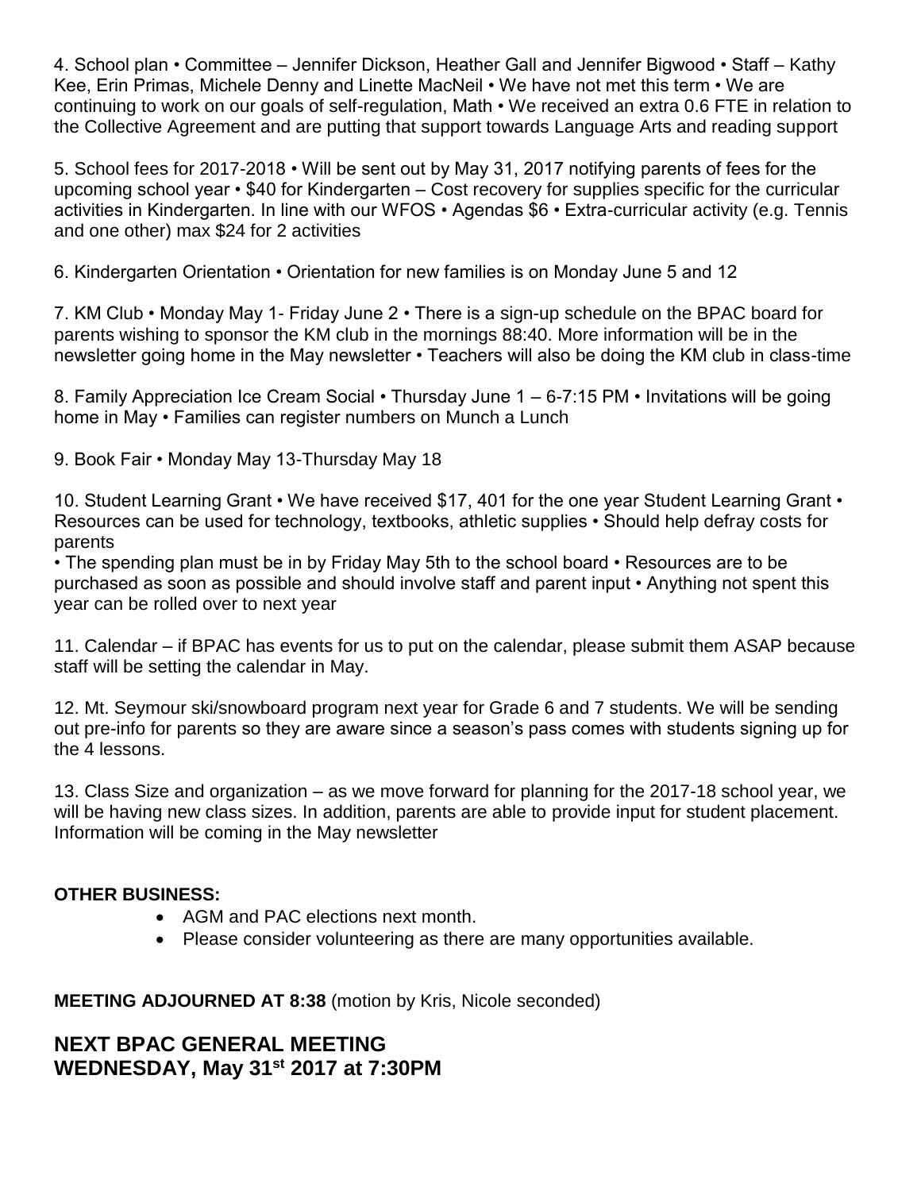4. School plan • Committee – Jennifer Dickson, Heather Gall and Jennifer Bigwood • Staff – Kathy Kee, Erin Primas, Michele Denny and Linette MacNeil • We have not met this term • We are continuing to work on our goals of self-regulation, Math • We received an extra 0.6 FTE in relation to the Collective Agreement and are putting that support towards Language Arts and reading support

5. School fees for 2017-2018 • Will be sent out by May 31, 2017 notifying parents of fees for the upcoming school year • $40 for Kindergarten – Cost recovery for supplies specific for the curricular activities in Kindergarten. In line with our WFOS • Agendas $6 • Extra-curricular activity (e.g. Tennis and one other) max $24 for 2 activities

6. Kindergarten Orientation • Orientation for new families is on Monday June 5 and 12

7. KM Club • Monday May 1- Friday June 2 • There is a sign-up schedule on the BPAC board for parents wishing to sponsor the KM club in the mornings 88:40. More information will be in the newsletter going home in the May newsletter • Teachers will also be doing the KM club in class-time

8. Family Appreciation Ice Cream Social • Thursday June 1 – 6-7:15 PM • Invitations will be going home in May • Families can register numbers on Munch a Lunch

9. Book Fair • Monday May 13-Thursday May 18

10. Student Learning Grant • We have received $17, 401 for the one year Student Learning Grant • Resources can be used for technology, textbooks, athletic supplies • Should help defray costs for parents
• The spending plan must be in by Friday May 5th to the school board • Resources are to be purchased as soon as possible and should involve staff and parent input • Anything not spent this year can be rolled over to next year

11. Calendar – if BPAC has events for us to put on the calendar, please submit them ASAP because staff will be setting the calendar in May.

12. Mt. Seymour ski/snowboard program next year for Grade 6 and 7 students. We will be sending out pre-info for parents so they are aware since a season's pass comes with students signing up for the 4 lessons.

13. Class Size and organization – as we move forward for planning for the 2017-18 school year, we will be having new class sizes. In addition, parents are able to provide input for student placement. Information will be coming in the May newsletter

**OTHER BUSINESS:**

- AGM and PAC elections next month.
- Please consider volunteering as there are many opportunities available.

**MEETING ADJOURNED AT 8:38** (motion by Kris, Nicole seconded)

## NEXT BPAC GENERAL MEETING
## WEDNESDAY, May 31st 2017 at 7:30PM